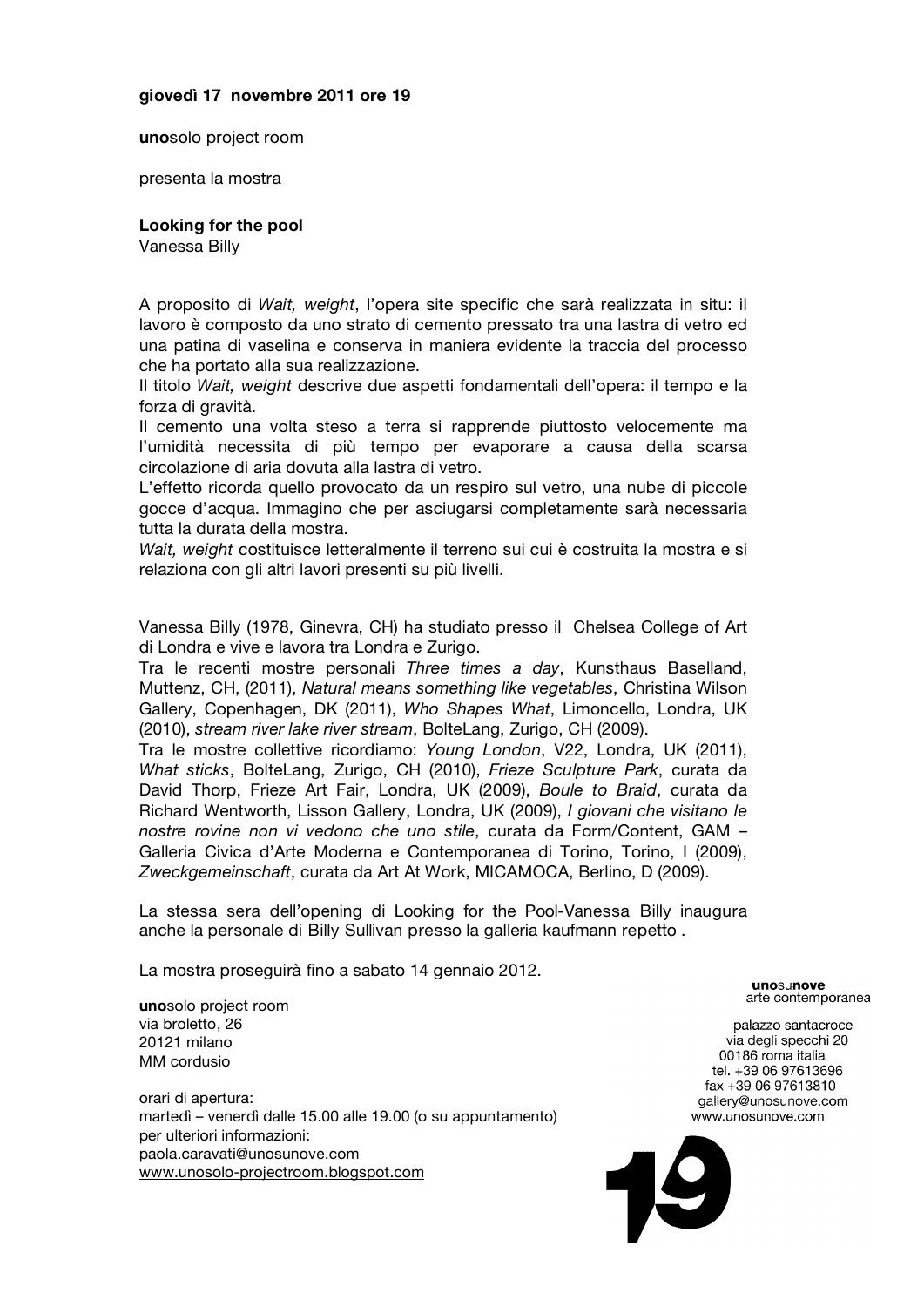**giovedì 17 novembre 2011 ore 19**

**uno**solo project room

presenta la mostra

**Looking for the pool**
Vanessa Billy

A proposito di *Wait, weight*, l'opera site specific che sarà realizzata in situ: il lavoro è composto da uno strato di cemento pressato tra una lastra di vetro ed una patina di vaselina e conserva in maniera evidente la traccia del processo che ha portato alla sua realizzazione.
Il titolo *Wait, weight* descrive due aspetti fondamentali dell'opera: il tempo e la forza di gravità.
Il cemento una volta steso a terra si rapprende piuttosto velocemente ma l'umidità necessita di più tempo per evaporare a causa della scarsa circolazione di aria dovuta alla lastra di vetro.
L'effetto ricorda quello provocato da un respiro sul vetro, una nube di piccole gocce d'acqua. Immagino che per asciugarsi completamente sarà necessaria tutta la durata della mostra.
*Wait, weight* costituisce letteralmente il terreno sui cui è costruita la mostra e si relaziona con gli altri lavori presenti su più livelli.

Vanessa Billy (1978, Ginevra, CH) ha studiato presso il Chelsea College of Art di Londra e vive e lavora tra Londra e Zurigo.
Tra le recenti mostre personali *Three times a day*, Kunsthaus Baselland, Muttenz, CH, (2011), *Natural means something like vegetables*, Christina Wilson Gallery, Copenhagen, DK (2011), *Who Shapes What*, Limoncello, Londra, UK (2010), *stream river lake river stream*, BolteLang, Zurigo, CH (2009).
Tra le mostre collettive ricordiamo: *Young London*, V22, Londra, UK (2011), *What sticks*, BolteLang, Zurigo, CH (2010), *Frieze Sculpture Park*, curata da David Thorp, Frieze Art Fair, Londra, UK (2009), *Boule to Braid*, curata da Richard Wentworth, Lisson Gallery, Londra, UK (2009), *I giovani che visitano le nostre rovine non vi vedono che uno stile*, curata da Form/Content, GAM – Galleria Civica d'Arte Moderna e Contemporanea di Torino, Torino, I (2009), *Zweckgemeinschaft*, curata da Art At Work, MICAMOCA, Berlino, D (2009).

La stessa sera dell'opening di Looking for the Pool-Vanessa Billy inaugura anche la personale di Billy Sullivan presso la galleria kaufmann repetto .

La mostra proseguirà fino a sabato 14 gennaio 2012.

**uno**solo project room
via broletto, 26
20121 milano
MM cordusio

orari di apertura:
martedì – venerdì dalle 15.00 alle 19.00 (o su appuntamento)
per ulteriori informazioni:
paola.caravati@unosunove.com
www.unosolo-projectroom.blogspot.com

**uno**su**nove**
arte contemporanea

palazzo santacroce
via degli specchi 20
00186 roma italia
tel. +39 06 97613696
fax +39 06 97613810
gallery@unosunove.com
www.unosunove.com

19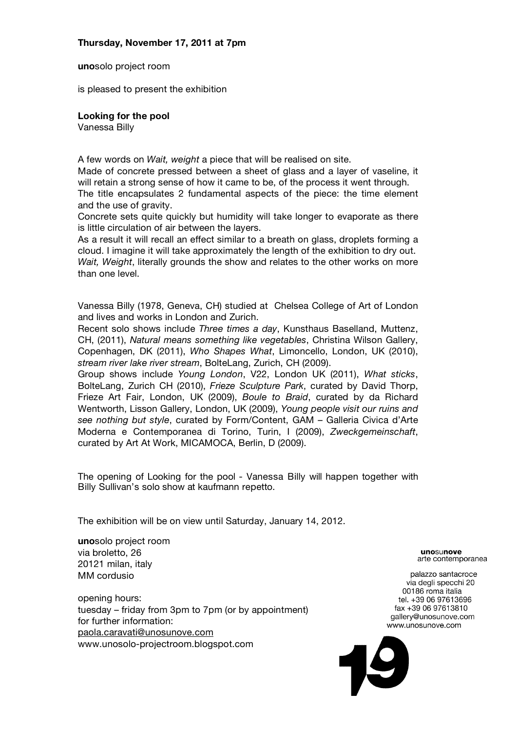**Thursday, November 17, 2011 at 7pm**

**uno**solo project room

is pleased to present the exhibition

**Looking for the pool**
Vanessa Billy

A few words on *Wait, weight* a piece that will be realised on site.
Made of concrete pressed between a sheet of glass and a layer of vaseline, it will retain a strong sense of how it came to be, of the process it went through.
The title encapsulates 2 fundamental aspects of the piece: the time element and the use of gravity.
Concrete sets quite quickly but humidity will take longer to evaporate as there is little circulation of air between the layers.
As a result it will recall an effect similar to a breath on glass, droplets forming a cloud. I imagine it will take approximately the length of the exhibition to dry out.
*Wait, Weight*, literally grounds the show and relates to the other works on more than one level.

Vanessa Billy (1978, Geneva, CH) studied at Chelsea College of Art of London and lives and works in London and Zurich.
Recent solo shows include *Three times a day*, Kunsthaus Baselland, Muttenz, CH, (2011), *Natural means something like vegetables*, Christina Wilson Gallery, Copenhagen, DK (2011), *Who Shapes What*, Limoncello, London, UK (2010), *stream river lake river stream*, BolteLang, Zurich, CH (2009).
Group shows include *Young London*, V22, London UK (2011), *What sticks*, BolteLang, Zurich CH (2010), *Frieze Sculpture Park*, curated by David Thorp, Frieze Art Fair, London, UK (2009), *Boule to Braid*, curated by da Richard Wentworth, Lisson Gallery, London, UK (2009), *Young people visit our ruins and see nothing but style*, curated by Form/Content, GAM – Galleria Civica d'Arte Moderna e Contemporanea di Torino, Turin, I (2009), *Zweckgemeinschaft*, curated by Art At Work, MICAMOCA, Berlin, D (2009).

The opening of Looking for the pool - Vanessa Billy will happen together with Billy Sullivan's solo show at kaufmann repetto.

The exhibition will be on view until Saturday, January 14, 2012.

**uno**solo project room
via broletto, 26
20121 milan, italy
MM cordusio

opening hours:
tuesday – friday from 3pm to 7pm (or by appointment)
for further information:
paola.caravati@unosunove.com
www.unosolo-projectroom.blogspot.com

**uno**su**nove**
arte contemporanea

palazzo santacroce
via degli specchi 20
00186 roma italia
tel. +39 06 97613696
fax +39 06 97613810
gallery@unosunove.com
www.unosunove.com

19